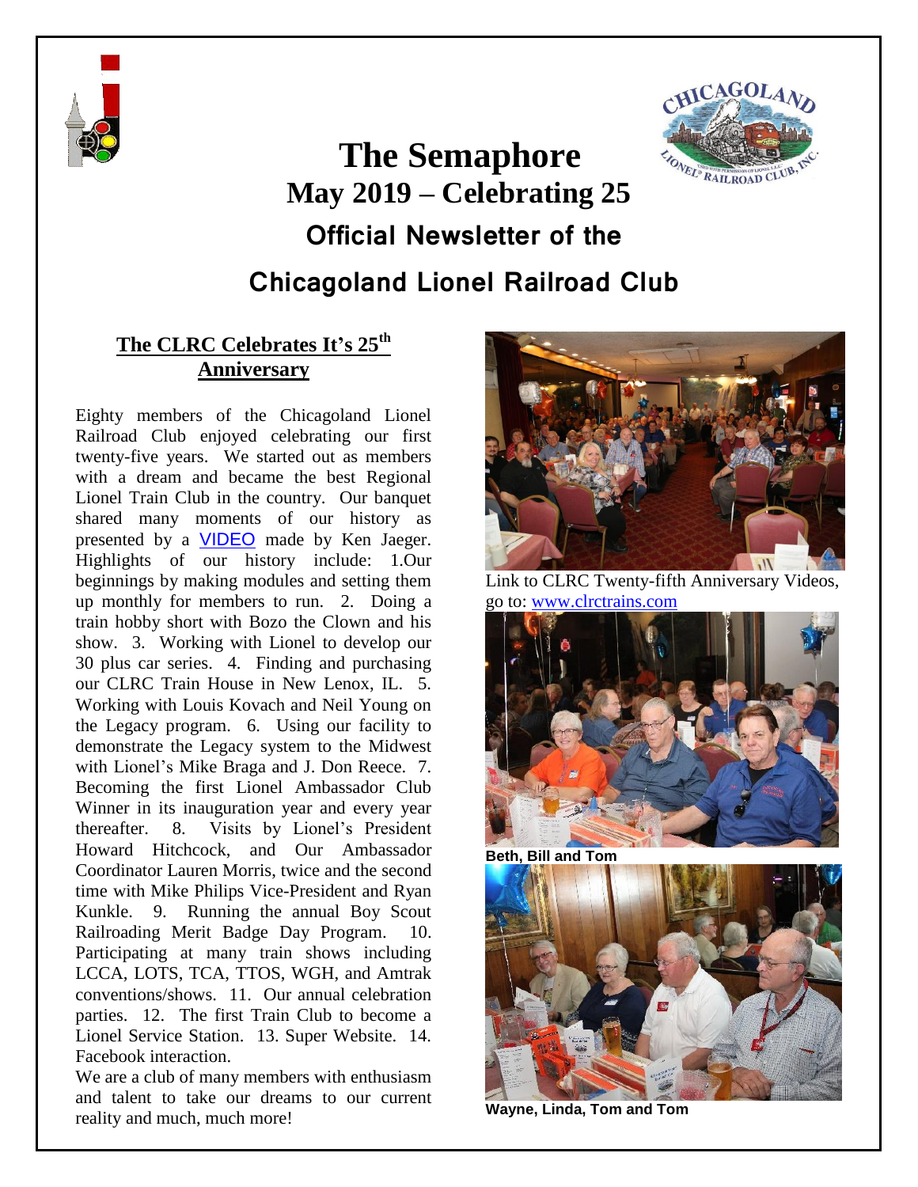# The Semaphore

## May 2019 – Celebrating 25

## Official Newsletter of the

## Chicagoland Lionel Railroad Club

### The CLRC Celebrates It's 25th Anniversary

Eighty members of the Chicagoland Lionel Railroad Club enjoyed celebrating our first twenty-five years. We started out as members with a dream and became the best Regional Lionel Train Club in the country. Our banquet shared many moments of our history as presented by a VIDEO made by Ken Jaeger. Highlights of our history include: 1.Our beginnings by making modules and setting them up monthly for members to run. 2. Doing a train hobby short with Bozo the Clown and his show. 3. Working with Lionel to develop our 30 plus car series. 4. Finding and purchasing our CLRC Train House in New Lenox, IL. 5. Working with Louis Kovach and Neil Young on the Legacy program. 6. Using our facility to demonstrate the Legacy system to the Midwest with Lionel's Mike Braga and J. Don Reece. 7. Becoming the first Lionel Ambassador Club Winner in its inauguration year and every year thereafter. 8. Visits by Lionel's President Howard Hitchcock, and Our Ambassador Coordinator Lauren Morris, twice and the second time with Mike Philips Vice-President and Ryan Kunkle. 9. Running the annual Boy Scout Railroading Merit Badge Day Program. 10. Participating at many train shows including LCCA, LOTS, TCA, TTOS, WGH, and Amtrak conventions/shows. 11. Our annual celebration parties. 12. The first Train Club to become a Lionel Service Station. 13. Super Website. 14. Facebook interaction.

We are a club of many members with enthusiasm and talent to take our dreams to our current reality and much, much more!

Link to CLRC Twenty-fifth Anniversary Videos, go to: www.clrctrains.com

**Beth, Bill and Tom**

**Wayne, Linda, Tom and Tom**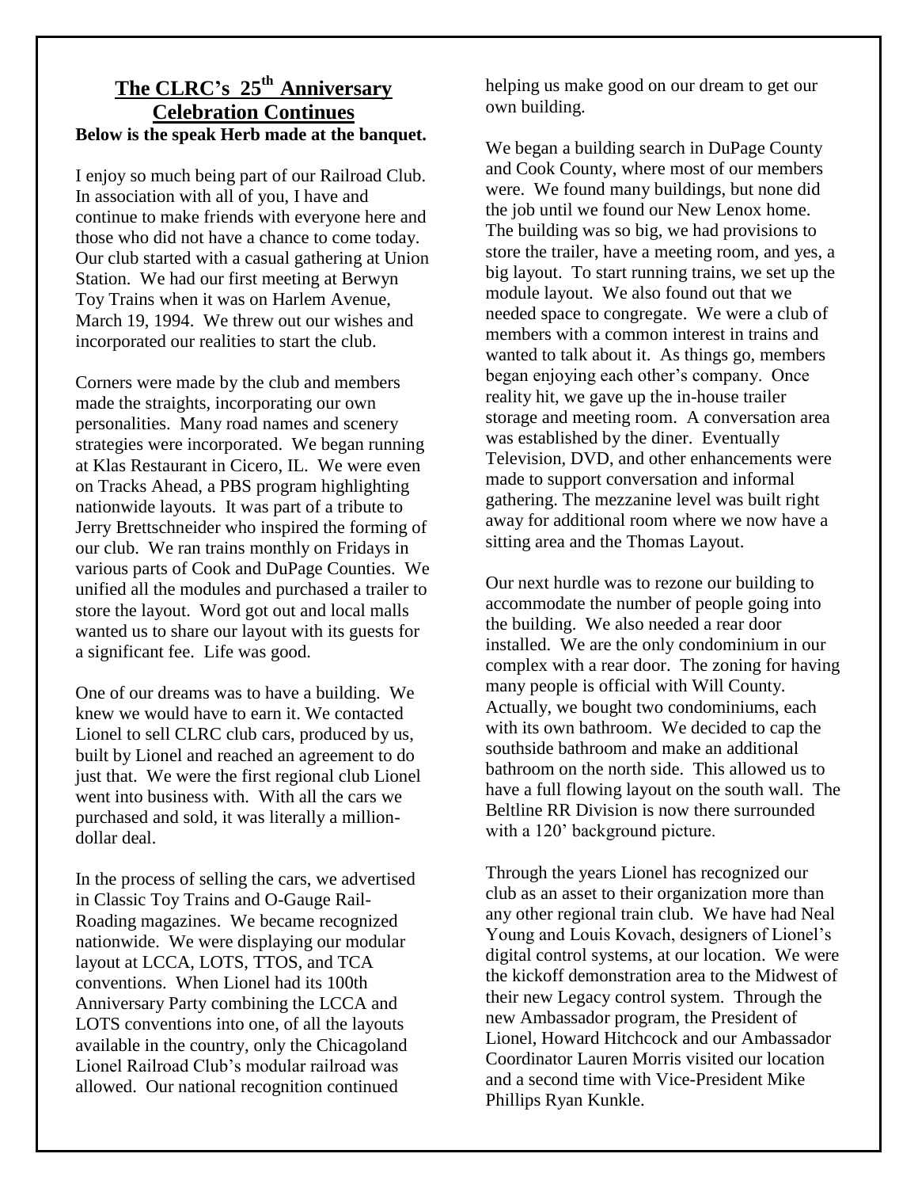## The CLRC's 25th Anniversary Celebration Continues

**Below is the speak Herb made at the banquet.**

I enjoy so much being part of our Railroad Club. In association with all of you, I have and continue to make friends with everyone here and those who did not have a chance to come today. Our club started with a casual gathering at Union Station. We had our first meeting at Berwyn Toy Trains when it was on Harlem Avenue, March 19, 1994. We threw out our wishes and incorporated our realities to start the club.

Corners were made by the club and members made the straights, incorporating our own personalities. Many road names and scenery strategies were incorporated. We began running at Klas Restaurant in Cicero, IL. We were even on Tracks Ahead, a PBS program highlighting nationwide layouts. It was part of a tribute to Jerry Brettschneider who inspired the forming of our club. We ran trains monthly on Fridays in various parts of Cook and DuPage Counties. We unified all the modules and purchased a trailer to store the layout. Word got out and local malls wanted us to share our layout with its guests for a significant fee. Life was good.

One of our dreams was to have a building. We knew we would have to earn it. We contacted Lionel to sell CLRC club cars, produced by us, built by Lionel and reached an agreement to do just that. We were the first regional club Lionel went into business with. With all the cars we purchased and sold, it was literally a million-dollar deal.

In the process of selling the cars, we advertised in Classic Toy Trains and O-Gauge Rail-Roading magazines. We became recognized nationwide. We were displaying our modular layout at LCCA, LOTS, TTOS, and TCA conventions. When Lionel had its 100th Anniversary Party combining the LCCA and LOTS conventions into one, of all the layouts available in the country, only the Chicagoland Lionel Railroad Club's modular railroad was allowed. Our national recognition continued helping us make good on our dream to get our own building.

We began a building search in DuPage County and Cook County, where most of our members were. We found many buildings, but none did the job until we found our New Lenox home. The building was so big, we had provisions to store the trailer, have a meeting room, and yes, a big layout. To start running trains, we set up the module layout. We also found out that we needed space to congregate. We were a club of members with a common interest in trains and wanted to talk about it. As things go, members began enjoying each other's company. Once reality hit, we gave up the in-house trailer storage and meeting room. A conversation area was established by the diner. Eventually Television, DVD, and other enhancements were made to support conversation and informal gathering. The mezzanine level was built right away for additional room where we now have a sitting area and the Thomas Layout.

Our next hurdle was to rezone our building to accommodate the number of people going into the building. We also needed a rear door installed. We are the only condominium in our complex with a rear door. The zoning for having many people is official with Will County. Actually, we bought two condominiums, each with its own bathroom. We decided to cap the southside bathroom and make an additional bathroom on the north side. This allowed us to have a full flowing layout on the south wall. The Beltline RR Division is now there surrounded with a 120' background picture.

Through the years Lionel has recognized our club as an asset to their organization more than any other regional train club. We have had Neal Young and Louis Kovach, designers of Lionel's digital control systems, at our location. We were the kickoff demonstration area to the Midwest of their new Legacy control system. Through the new Ambassador program, the President of Lionel, Howard Hitchcock and our Ambassador Coordinator Lauren Morris visited our location and a second time with Vice-President Mike Phillips Ryan Kunkle.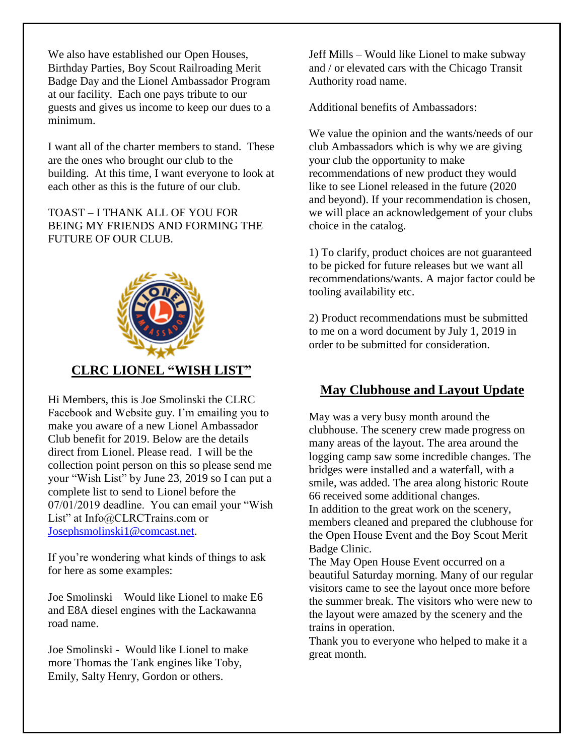We also have established our Open Houses, Birthday Parties, Boy Scout Railroading Merit Badge Day and the Lionel Ambassador Program at our facility. Each one pays tribute to our guests and gives us income to keep our dues to a minimum.

I want all of the charter members to stand. These are the ones who brought our club to the building. At this time, I want everyone to look at each other as this is the future of our club.

TOAST – I THANK ALL OF YOU FOR BEING MY FRIENDS AND FORMING THE FUTURE OF OUR CLUB.

## CLRC LIONEL "WISH LIST"

Hi Members, this is Joe Smolinski the CLRC Facebook and Website guy. I'm emailing you to make you aware of a new Lionel Ambassador Club benefit for 2019. Below are the details direct from Lionel. Please read. I will be the collection point person on this so please send me your "Wish List" by June 23, 2019 so I can put a complete list to send to Lionel before the 07/01/2019 deadline. You can email your "Wish List" at Info@CLRCTrains.com or Josephsmolinski1@comcast.net.

If you're wondering what kinds of things to ask for here as some examples:

Joe Smolinski – Would like Lionel to make E6 and E8A diesel engines with the Lackawanna road name.

Joe Smolinski - Would like Lionel to make more Thomas the Tank engines like Toby, Emily, Salty Henry, Gordon or others.

Jeff Mills – Would like Lionel to make subway and / or elevated cars with the Chicago Transit Authority road name.

Additional benefits of Ambassadors:

We value the opinion and the wants/needs of our club Ambassadors which is why we are giving your club the opportunity to make recommendations of new product they would like to see Lionel released in the future (2020 and beyond). If your recommendation is chosen, we will place an acknowledgement of your clubs choice in the catalog.

1) To clarify, product choices are not guaranteed to be picked for future releases but we want all recommendations/wants. A major factor could be tooling availability etc.

2) Product recommendations must be submitted to me on a word document by July 1, 2019 in order to be submitted for consideration.

## May Clubhouse and Layout Update

May was a very busy month around the clubhouse. The scenery crew made progress on many areas of the layout. The area around the logging camp saw some incredible changes. The bridges were installed and a waterfall, with a smile, was added. The area along historic Route 66 received some additional changes.
In addition to the great work on the scenery, members cleaned and prepared the clubhouse for the Open House Event and the Boy Scout Merit Badge Clinic.
The May Open House Event occurred on a beautiful Saturday morning. Many of our regular visitors came to see the layout once more before the summer break. The visitors who were new to the layout were amazed by the scenery and the trains in operation.
Thank you to everyone who helped to make it a great month.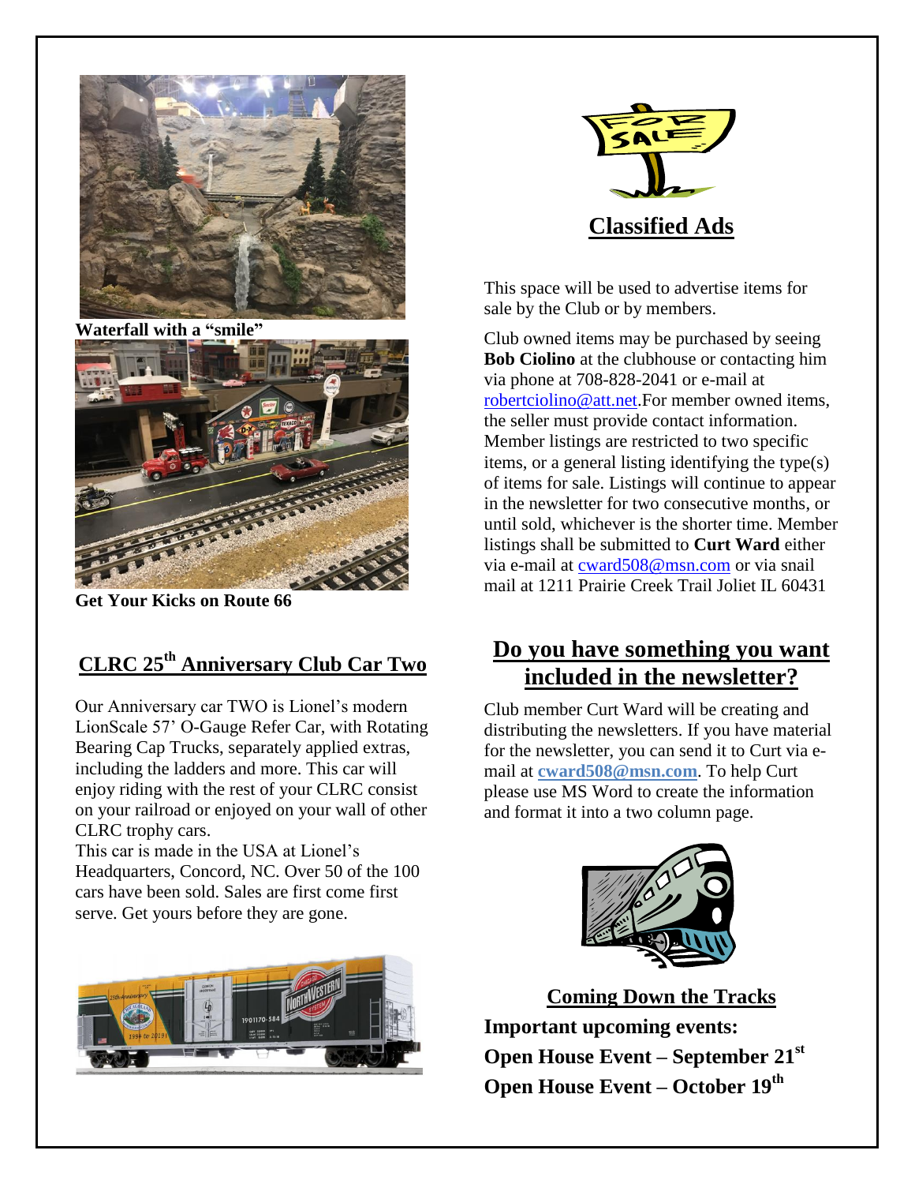**Waterfall with a "smile"**

**Get Your Kicks on Route 66**

## CLRC 25th Anniversary Club Car Two

Our Anniversary car TWO is Lionel's modern LionScale 57' O-Gauge Refer Car, with Rotating Bearing Cap Trucks, separately applied extras, including the ladders and more. This car will enjoy riding with the rest of your CLRC consist on your railroad or enjoyed on your wall of other CLRC trophy cars.

This car is made in the USA at Lionel's Headquarters, Concord, NC. Over 50 of the 100 cars have been sold. Sales are first come first serve. Get yours before they are gone.

## Classified Ads

This space will be used to advertise items for sale by the Club or by members.

Club owned items may be purchased by seeing **Bob Ciolino** at the clubhouse or contacting him via phone at 708-828-2041 or e-mail at robertciolino@att.net.For member owned items, the seller must provide contact information. Member listings are restricted to two specific items, or a general listing identifying the type(s) of items for sale. Listings will continue to appear in the newsletter for two consecutive months, or until sold, whichever is the shorter time. Member listings shall be submitted to **Curt Ward** either via e-mail at cward508@msn.com or via snail mail at 1211 Prairie Creek Trail Joliet IL 60431

## Do you have something you want included in the newsletter?

Club member Curt Ward will be creating and distributing the newsletters. If you have material for the newsletter, you can send it to Curt via e-mail at **cward508@msn.com**. To help Curt please use MS Word to create the information and format it into a two column page.

## Coming Down the Tracks

**Important upcoming events:**

**Open House Event – September 21st**

**Open House Event – October 19th**